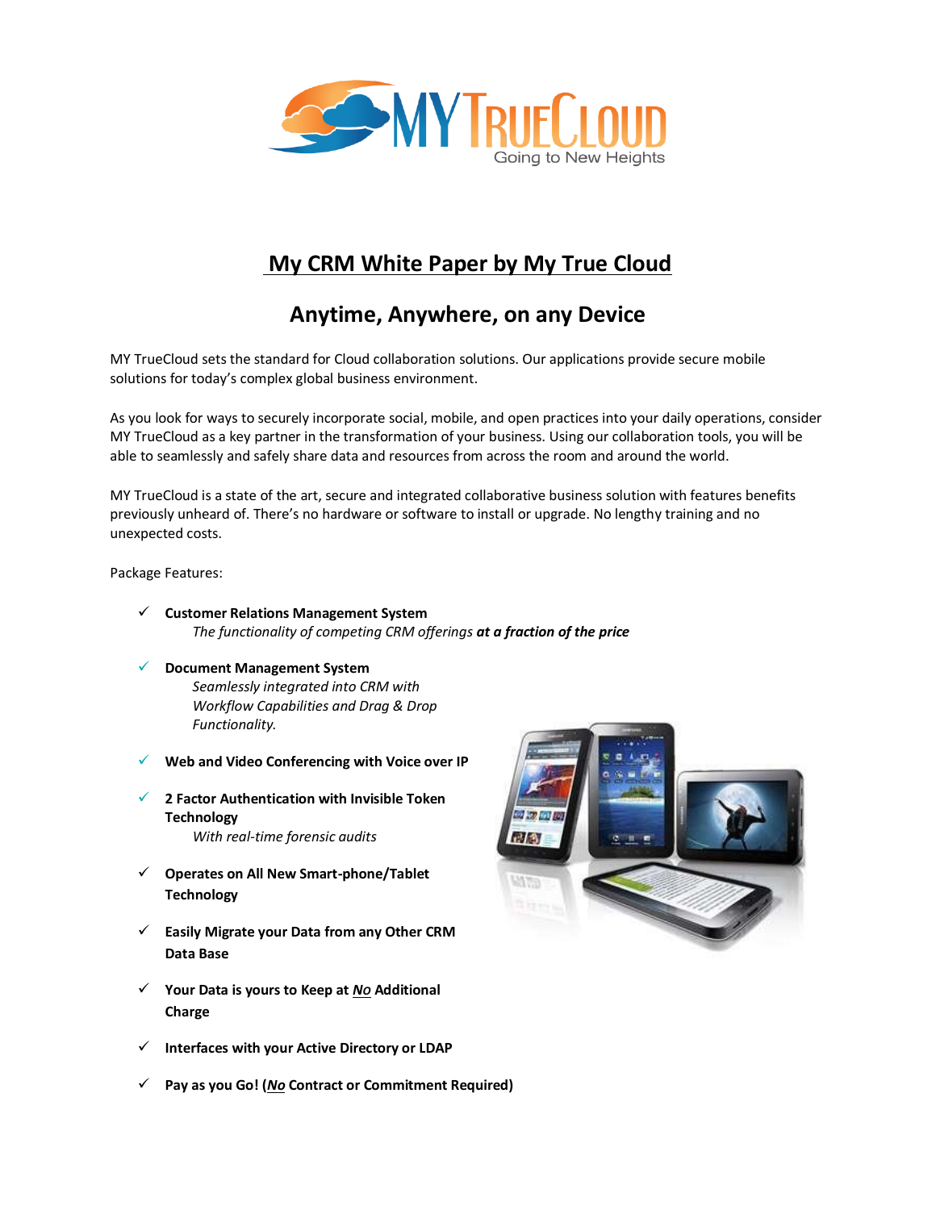# My CRM White Paper by My True Cloud

## Anytime, Anywhere, on any Device

MY TrueCloud sets the standard for Cloud collaboration solutions. Our applications provide secure mobile solutions for today's complex global business environment.

As you look for ways to securely incorporate social, mobile, and open practices into your daily operations, consider MY TrueCloud as a key partner in the transformation of your business. Using our collaboration tools, you will be able to seamlessly and safely share data and resources from across the room and around the world.

MY TrueCloud is a state of the art, secure and integrated collaborative business solution with features benefits previously unheard of. There's no hardware or software to install or upgrade. No lengthy training and no unexpected costs.

Package Features:

- ✓ **Customer Relations Management System**
  *The functionality of competing CRM offerings* ***at a fraction of the price***
- ✓ **Document Management System**
  *Seamlessly integrated into CRM with Workflow Capabilities and Drag & Drop Functionality.*
- ✓ **Web and Video Conferencing with Voice over IP**
- ✓ **2 Factor Authentication with Invisible Token Technology**
  *With real-time forensic audits*
- ✓ **Operates on All New Smart-phone/Tablet Technology**
- ✓ **Easily Migrate your Data from any Other CRM Data Base**
- ✓ **Your Data is yours to Keep at *No* Additional Charge**
- ✓ **Interfaces with your Active Directory or LDAP**
- ✓ **Pay as you Go! (*No* Contract or Commitment Required)**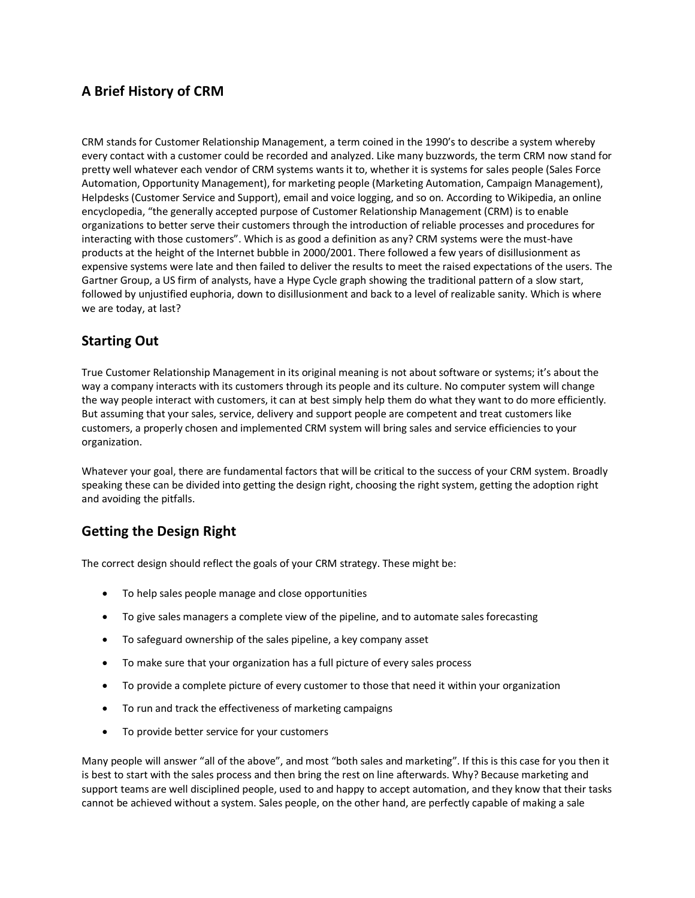## A Brief History of CRM

CRM stands for Customer Relationship Management, a term coined in the 1990's to describe a system whereby every contact with a customer could be recorded and analyzed. Like many buzzwords, the term CRM now stand for pretty well whatever each vendor of CRM systems wants it to, whether it is systems for sales people (Sales Force Automation, Opportunity Management), for marketing people (Marketing Automation, Campaign Management), Helpdesks (Customer Service and Support), email and voice logging, and so on. According to Wikipedia, an online encyclopedia, "the generally accepted purpose of Customer Relationship Management (CRM) is to enable organizations to better serve their customers through the introduction of reliable processes and procedures for interacting with those customers". Which is as good a definition as any? CRM systems were the must-have products at the height of the Internet bubble in 2000/2001. There followed a few years of disillusionment as expensive systems were late and then failed to deliver the results to meet the raised expectations of the users. The Gartner Group, a US firm of analysts, have a Hype Cycle graph showing the traditional pattern of a slow start, followed by unjustified euphoria, down to disillusionment and back to a level of realizable sanity. Which is where we are today, at last?

## Starting Out

True Customer Relationship Management in its original meaning is not about software or systems; it's about the way a company interacts with its customers through its people and its culture. No computer system will change the way people interact with customers, it can at best simply help them do what they want to do more efficiently. But assuming that your sales, service, delivery and support people are competent and treat customers like customers, a properly chosen and implemented CRM system will bring sales and service efficiencies to your organization.

Whatever your goal, there are fundamental factors that will be critical to the success of your CRM system. Broadly speaking these can be divided into getting the design right, choosing the right system, getting the adoption right and avoiding the pitfalls.

## Getting the Design Right

The correct design should reflect the goals of your CRM strategy. These might be:

- To help sales people manage and close opportunities
- To give sales managers a complete view of the pipeline, and to automate sales forecasting
- To safeguard ownership of the sales pipeline, a key company asset
- To make sure that your organization has a full picture of every sales process
- To provide a complete picture of every customer to those that need it within your organization
- To run and track the effectiveness of marketing campaigns
- To provide better service for your customers

Many people will answer "all of the above", and most "both sales and marketing". If this is this case for you then it is best to start with the sales process and then bring the rest on line afterwards. Why? Because marketing and support teams are well disciplined people, used to and happy to accept automation, and they know that their tasks cannot be achieved without a system. Sales people, on the other hand, are perfectly capable of making a sale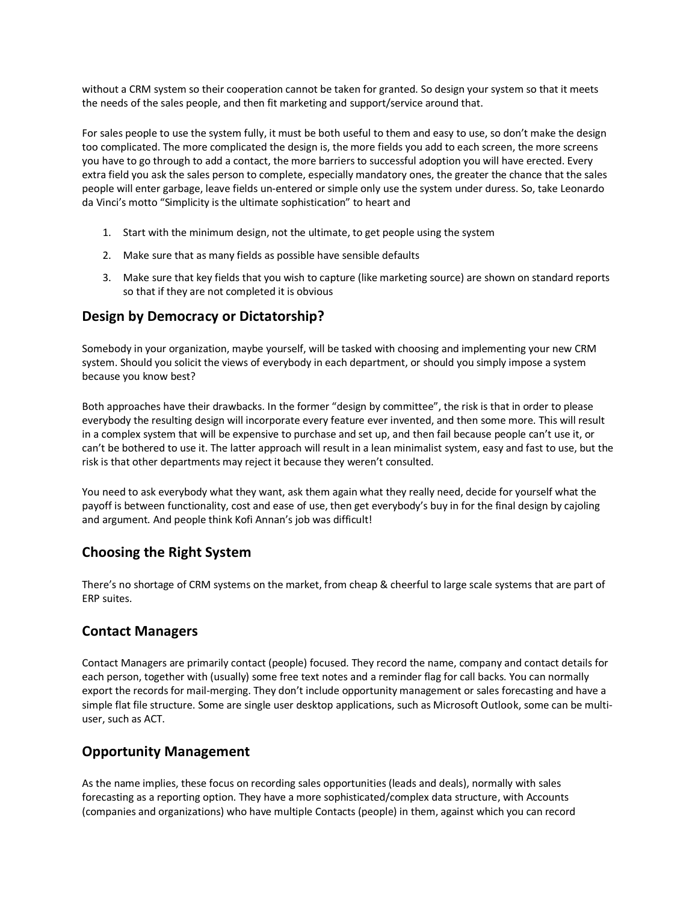without a CRM system so their cooperation cannot be taken for granted. So design your system so that it meets the needs of the sales people, and then fit marketing and support/service around that.

For sales people to use the system fully, it must be both useful to them and easy to use, so don't make the design too complicated. The more complicated the design is, the more fields you add to each screen, the more screens you have to go through to add a contact, the more barriers to successful adoption you will have erected. Every extra field you ask the sales person to complete, especially mandatory ones, the greater the chance that the sales people will enter garbage, leave fields un-entered or simple only use the system under duress. So, take Leonardo da Vinci's motto "Simplicity is the ultimate sophistication" to heart and

1. Start with the minimum design, not the ultimate, to get people using the system
2. Make sure that as many fields as possible have sensible defaults
3. Make sure that key fields that you wish to capture (like marketing source) are shown on standard reports so that if they are not completed it is obvious

## Design by Democracy or Dictatorship?

Somebody in your organization, maybe yourself, will be tasked with choosing and implementing your new CRM system. Should you solicit the views of everybody in each department, or should you simply impose a system because you know best?

Both approaches have their drawbacks. In the former "design by committee", the risk is that in order to please everybody the resulting design will incorporate every feature ever invented, and then some more. This will result in a complex system that will be expensive to purchase and set up, and then fail because people can't use it, or can't be bothered to use it. The latter approach will result in a lean minimalist system, easy and fast to use, but the risk is that other departments may reject it because they weren't consulted.

You need to ask everybody what they want, ask them again what they really need, decide for yourself what the payoff is between functionality, cost and ease of use, then get everybody's buy in for the final design by cajoling and argument. And people think Kofi Annan's job was difficult!

## Choosing the Right System

There's no shortage of CRM systems on the market, from cheap & cheerful to large scale systems that are part of ERP suites.

## Contact Managers

Contact Managers are primarily contact (people) focused. They record the name, company and contact details for each person, together with (usually) some free text notes and a reminder flag for call backs. You can normally export the records for mail-merging. They don't include opportunity management or sales forecasting and have a simple flat file structure. Some are single user desktop applications, such as Microsoft Outlook, some can be multi-user, such as ACT.

## Opportunity Management

As the name implies, these focus on recording sales opportunities (leads and deals), normally with sales forecasting as a reporting option. They have a more sophisticated/complex data structure, with Accounts (companies and organizations) who have multiple Contacts (people) in them, against which you can record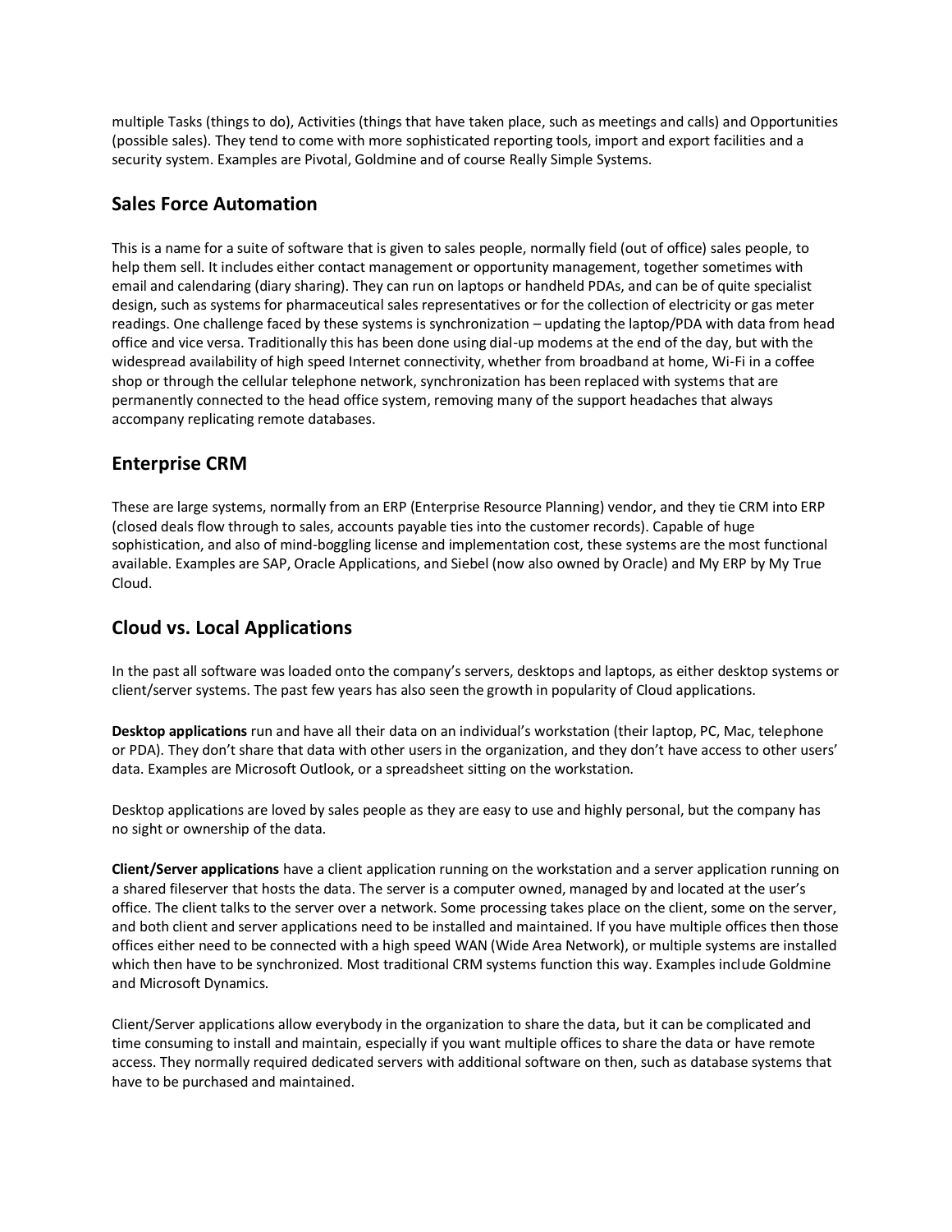multiple Tasks (things to do), Activities (things that have taken place, such as meetings and calls) and Opportunities (possible sales). They tend to come with more sophisticated reporting tools, import and export facilities and a security system. Examples are Pivotal, Goldmine and of course Really Simple Systems.

## Sales Force Automation

This is a name for a suite of software that is given to sales people, normally field (out of office) sales people, to help them sell. It includes either contact management or opportunity management, together sometimes with email and calendaring (diary sharing). They can run on laptops or handheld PDAs, and can be of quite specialist design, such as systems for pharmaceutical sales representatives or for the collection of electricity or gas meter readings. One challenge faced by these systems is synchronization – updating the laptop/PDA with data from head office and vice versa. Traditionally this has been done using dial-up modems at the end of the day, but with the widespread availability of high speed Internet connectivity, whether from broadband at home, Wi-Fi in a coffee shop or through the cellular telephone network, synchronization has been replaced with systems that are permanently connected to the head office system, removing many of the support headaches that always accompany replicating remote databases.

## Enterprise CRM

These are large systems, normally from an ERP (Enterprise Resource Planning) vendor, and they tie CRM into ERP (closed deals flow through to sales, accounts payable ties into the customer records). Capable of huge sophistication, and also of mind-boggling license and implementation cost, these systems are the most functional available. Examples are SAP, Oracle Applications, and Siebel (now also owned by Oracle) and My ERP by My True Cloud.

## Cloud vs. Local Applications

In the past all software was loaded onto the company's servers, desktops and laptops, as either desktop systems or client/server systems. The past few years has also seen the growth in popularity of Cloud applications.

**Desktop applications** run and have all their data on an individual's workstation (their laptop, PC, Mac, telephone or PDA). They don't share that data with other users in the organization, and they don't have access to other users' data. Examples are Microsoft Outlook, or a spreadsheet sitting on the workstation.

Desktop applications are loved by sales people as they are easy to use and highly personal, but the company has no sight or ownership of the data.

**Client/Server applications** have a client application running on the workstation and a server application running on a shared fileserver that hosts the data. The server is a computer owned, managed by and located at the user's office. The client talks to the server over a network. Some processing takes place on the client, some on the server, and both client and server applications need to be installed and maintained. If you have multiple offices then those offices either need to be connected with a high speed WAN (Wide Area Network), or multiple systems are installed which then have to be synchronized. Most traditional CRM systems function this way. Examples include Goldmine and Microsoft Dynamics.

Client/Server applications allow everybody in the organization to share the data, but it can be complicated and time consuming to install and maintain, especially if you want multiple offices to share the data or have remote access. They normally required dedicated servers with additional software on then, such as database systems that have to be purchased and maintained.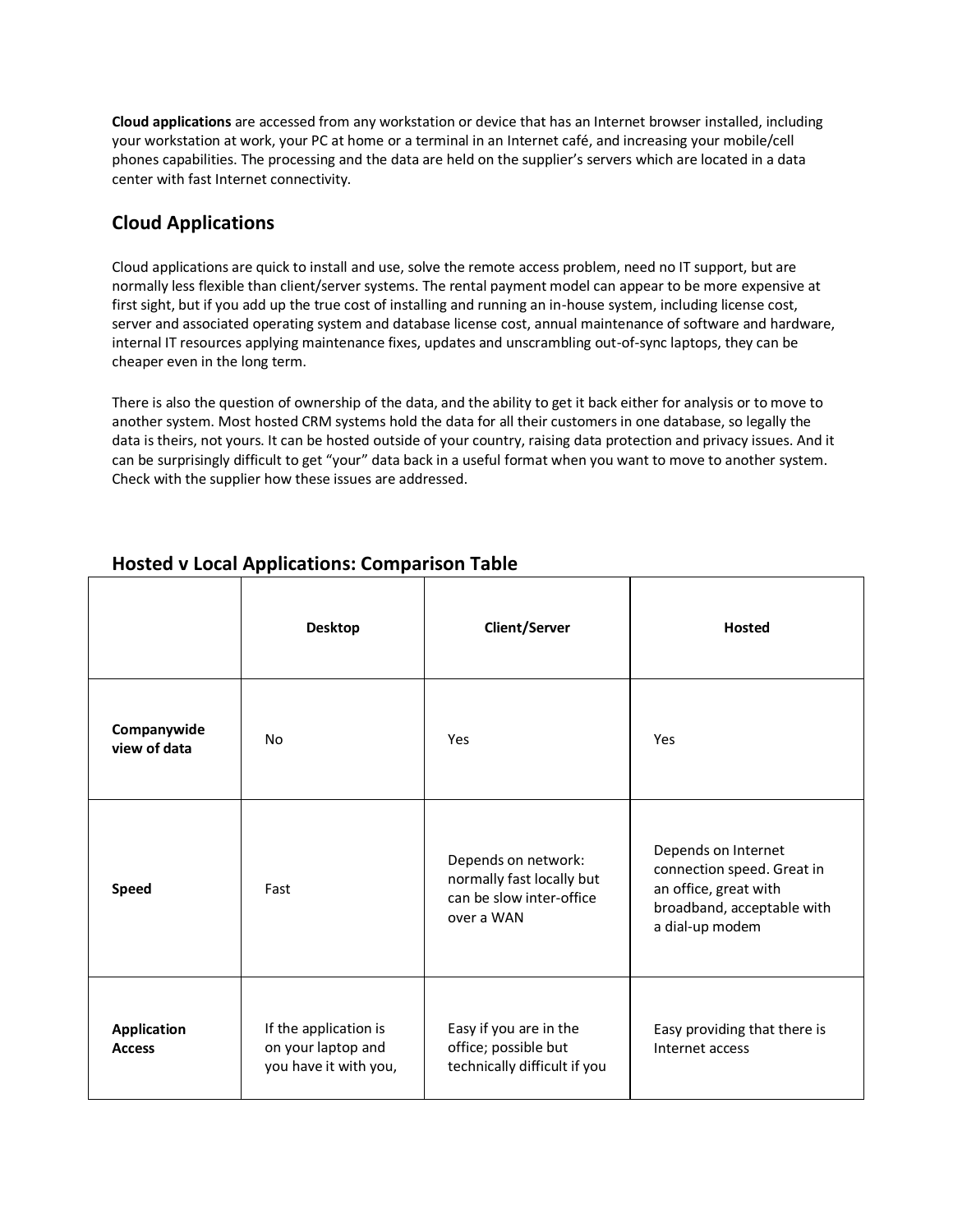**Cloud applications** are accessed from any workstation or device that has an Internet browser installed, including your workstation at work, your PC at home or a terminal in an Internet café, and increasing your mobile/cell phones capabilities. The processing and the data are held on the supplier's servers which are located in a data center with fast Internet connectivity.

## Cloud Applications

Cloud applications are quick to install and use, solve the remote access problem, need no IT support, but are normally less flexible than client/server systems. The rental payment model can appear to be more expensive at first sight, but if you add up the true cost of installing and running an in-house system, including license cost, server and associated operating system and database license cost, annual maintenance of software and hardware, internal IT resources applying maintenance fixes, updates and unscrambling out-of-sync laptops, they can be cheaper even in the long term.

There is also the question of ownership of the data, and the ability to get it back either for analysis or to move to another system. Most hosted CRM systems hold the data for all their customers in one database, so legally the data is theirs, not yours. It can be hosted outside of your country, raising data protection and privacy issues. And it can be surprisingly difficult to get "your" data back in a useful format when you want to move to another system. Check with the supplier how these issues are addressed.

## Hosted v Local Applications: Comparison Table

| | **Desktop** | **Client/Server** | **Hosted** |
|---|---|---|---|
| **Companywide view of data** | No | Yes | Yes |
| **Speed** | Fast | Depends on network: normally fast locally but can be slow inter-office over a WAN | Depends on Internet connection speed. Great in an office, great with broadband, acceptable with a dial-up modem |
| **Application Access** | If the application is on your laptop and you have it with you, | Easy if you are in the office; possible but technically difficult if you | Easy providing that there is Internet access |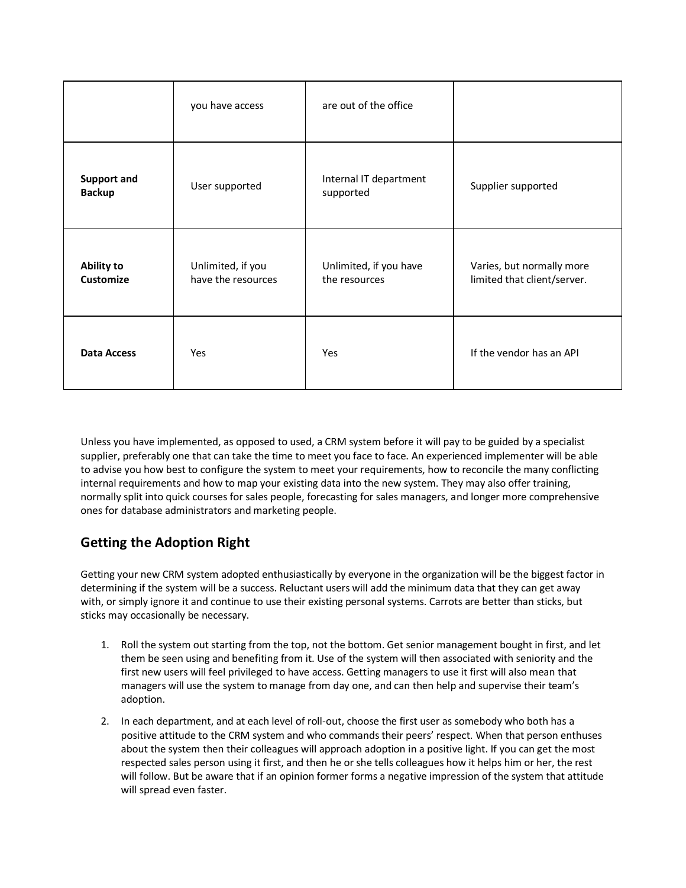| | | | |
|---|---|---|---|
| | you have access | are out of the office | |
| **Support and Backup** | User supported | Internal IT department supported | Supplier supported |
| **Ability to Customize** | Unlimited, if you have the resources | Unlimited, if you have the resources | Varies, but normally more limited that client/server. |
| **Data Access** | Yes | Yes | If the vendor has an API |

Unless you have implemented, as opposed to used, a CRM system before it will pay to be guided by a specialist supplier, preferably one that can take the time to meet you face to face. An experienced implementer will be able to advise you how best to configure the system to meet your requirements, how to reconcile the many conflicting internal requirements and how to map your existing data into the new system. They may also offer training, normally split into quick courses for sales people, forecasting for sales managers, and longer more comprehensive ones for database administrators and marketing people.

## Getting the Adoption Right

Getting your new CRM system adopted enthusiastically by everyone in the organization will be the biggest factor in determining if the system will be a success. Reluctant users will add the minimum data that they can get away with, or simply ignore it and continue to use their existing personal systems. Carrots are better than sticks, but sticks may occasionally be necessary.

1. Roll the system out starting from the top, not the bottom. Get senior management bought in first, and let them be seen using and benefiting from it. Use of the system will then associated with seniority and the first new users will feel privileged to have access. Getting managers to use it first will also mean that managers will use the system to manage from day one, and can then help and supervise their team's adoption.
2. In each department, and at each level of roll-out, choose the first user as somebody who both has a positive attitude to the CRM system and who commands their peers' respect. When that person enthuses about the system then their colleagues will approach adoption in a positive light. If you can get the most respected sales person using it first, and then he or she tells colleagues how it helps him or her, the rest will follow. But be aware that if an opinion former forms a negative impression of the system that attitude will spread even faster.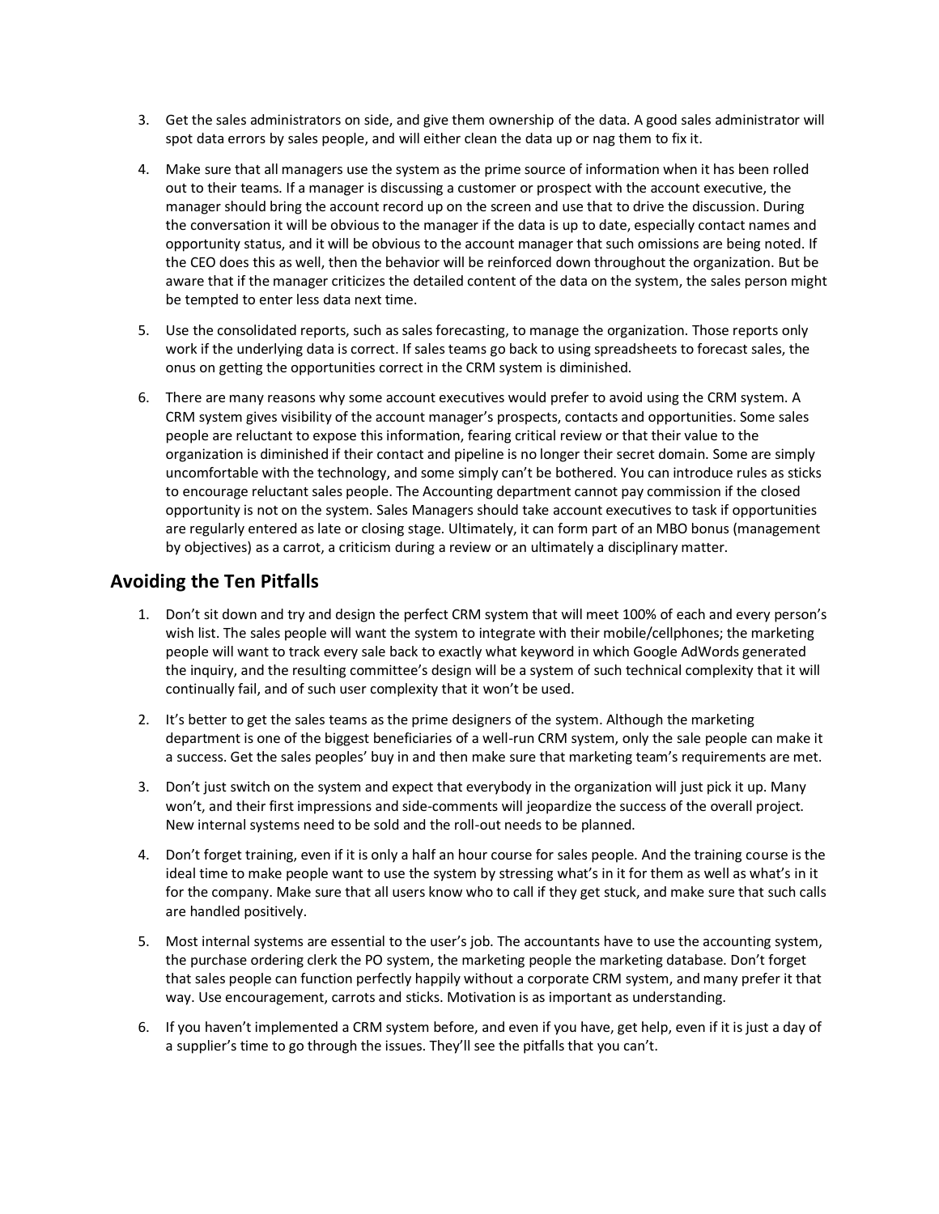3. Get the sales administrators on side, and give them ownership of the data. A good sales administrator will spot data errors by sales people, and will either clean the data up or nag them to fix it.

4. Make sure that all managers use the system as the prime source of information when it has been rolled out to their teams. If a manager is discussing a customer or prospect with the account executive, the manager should bring the account record up on the screen and use that to drive the discussion. During the conversation it will be obvious to the manager if the data is up to date, especially contact names and opportunity status, and it will be obvious to the account manager that such omissions are being noted. If the CEO does this as well, then the behavior will be reinforced down throughout the organization. But be aware that if the manager criticizes the detailed content of the data on the system, the sales person might be tempted to enter less data next time.

5. Use the consolidated reports, such as sales forecasting, to manage the organization. Those reports only work if the underlying data is correct. If sales teams go back to using spreadsheets to forecast sales, the onus on getting the opportunities correct in the CRM system is diminished.

6. There are many reasons why some account executives would prefer to avoid using the CRM system. A CRM system gives visibility of the account manager's prospects, contacts and opportunities. Some sales people are reluctant to expose this information, fearing critical review or that their value to the organization is diminished if their contact and pipeline is no longer their secret domain. Some are simply uncomfortable with the technology, and some simply can't be bothered. You can introduce rules as sticks to encourage reluctant sales people. The Accounting department cannot pay commission if the closed opportunity is not on the system. Sales Managers should take account executives to task if opportunities are regularly entered as late or closing stage. Ultimately, it can form part of an MBO bonus (management by objectives) as a carrot, a criticism during a review or an ultimately a disciplinary matter.

## Avoiding the Ten Pitfalls

1. Don't sit down and try and design the perfect CRM system that will meet 100% of each and every person's wish list. The sales people will want the system to integrate with their mobile/cellphones; the marketing people will want to track every sale back to exactly what keyword in which Google AdWords generated the inquiry, and the resulting committee's design will be a system of such technical complexity that it will continually fail, and of such user complexity that it won't be used.

2. It's better to get the sales teams as the prime designers of the system. Although the marketing department is one of the biggest beneficiaries of a well-run CRM system, only the sale people can make it a success. Get the sales peoples' buy in and then make sure that marketing team's requirements are met.

3. Don't just switch on the system and expect that everybody in the organization will just pick it up. Many won't, and their first impressions and side-comments will jeopardize the success of the overall project. New internal systems need to be sold and the roll-out needs to be planned.

4. Don't forget training, even if it is only a half an hour course for sales people. And the training course is the ideal time to make people want to use the system by stressing what's in it for them as well as what's in it for the company. Make sure that all users know who to call if they get stuck, and make sure that such calls are handled positively.

5. Most internal systems are essential to the user's job. The accountants have to use the accounting system, the purchase ordering clerk the PO system, the marketing people the marketing database. Don't forget that sales people can function perfectly happily without a corporate CRM system, and many prefer it that way. Use encouragement, carrots and sticks. Motivation is as important as understanding.

6. If you haven't implemented a CRM system before, and even if you have, get help, even if it is just a day of a supplier's time to go through the issues. They'll see the pitfalls that you can't.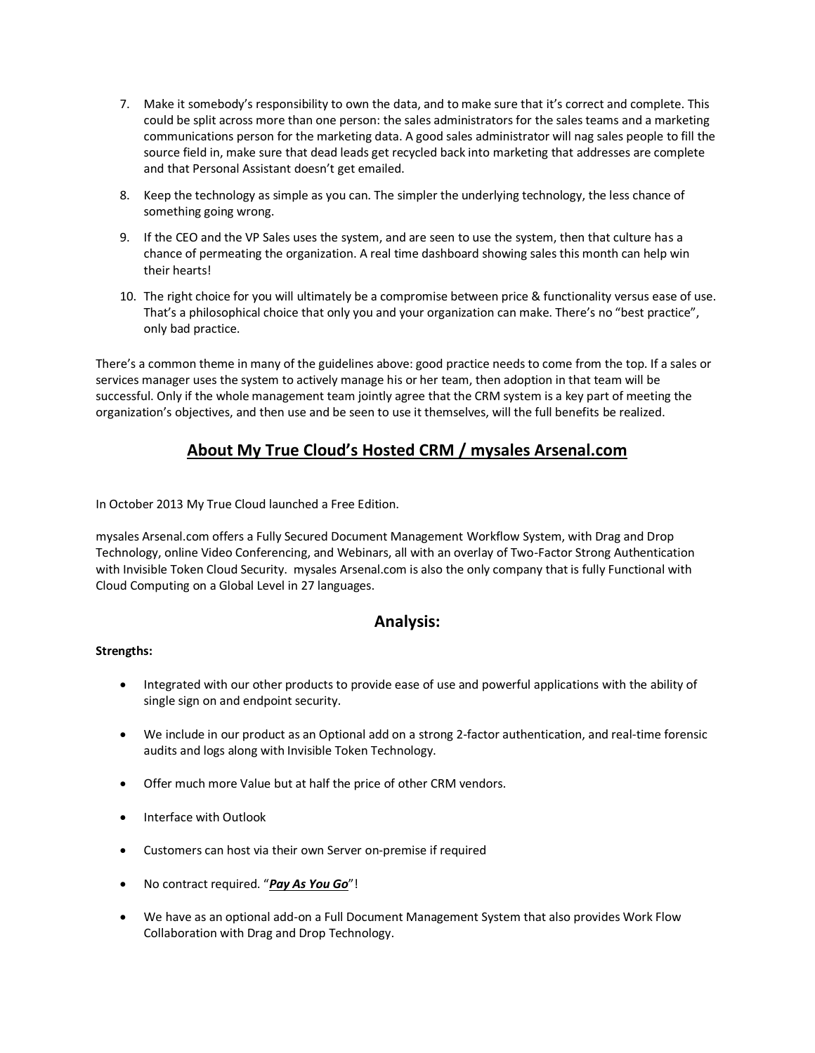7. Make it somebody's responsibility to own the data, and to make sure that it's correct and complete. This could be split across more than one person: the sales administrators for the sales teams and a marketing communications person for the marketing data. A good sales administrator will nag sales people to fill the source field in, make sure that dead leads get recycled back into marketing that addresses are complete and that Personal Assistant doesn't get emailed.

8. Keep the technology as simple as you can. The simpler the underlying technology, the less chance of something going wrong.

9. If the CEO and the VP Sales uses the system, and are seen to use the system, then that culture has a chance of permeating the organization. A real time dashboard showing sales this month can help win their hearts!

10. The right choice for you will ultimately be a compromise between price & functionality versus ease of use. That's a philosophical choice that only you and your organization can make. There's no "best practice", only bad practice.

There's a common theme in many of the guidelines above: good practice needs to come from the top. If a sales or services manager uses the system to actively manage his or her team, then adoption in that team will be successful. Only if the whole management team jointly agree that the CRM system is a key part of meeting the organization's objectives, and then use and be seen to use it themselves, will the full benefits be realized.

## About My True Cloud's Hosted CRM / mysales Arsenal.com

In October 2013 My True Cloud launched a Free Edition.

mysales Arsenal.com offers a Fully Secured Document Management Workflow System, with Drag and Drop Technology, online Video Conferencing, and Webinars, all with an overlay of Two-Factor Strong Authentication with Invisible Token Cloud Security. mysales Arsenal.com is also the only company that is fully Functional with Cloud Computing on a Global Level in 27 languages.

## Analysis:

**Strengths:**

- Integrated with our other products to provide ease of use and powerful applications with the ability of single sign on and endpoint security.
- We include in our product as an Optional add on a strong 2-factor authentication, and real-time forensic audits and logs along with Invisible Token Technology.
- Offer much more Value but at half the price of other CRM vendors.
- Interface with Outlook
- Customers can host via their own Server on-premise if required
- No contract required. "***Pay As You Go***"!
- We have as an optional add-on a Full Document Management System that also provides Work Flow Collaboration with Drag and Drop Technology.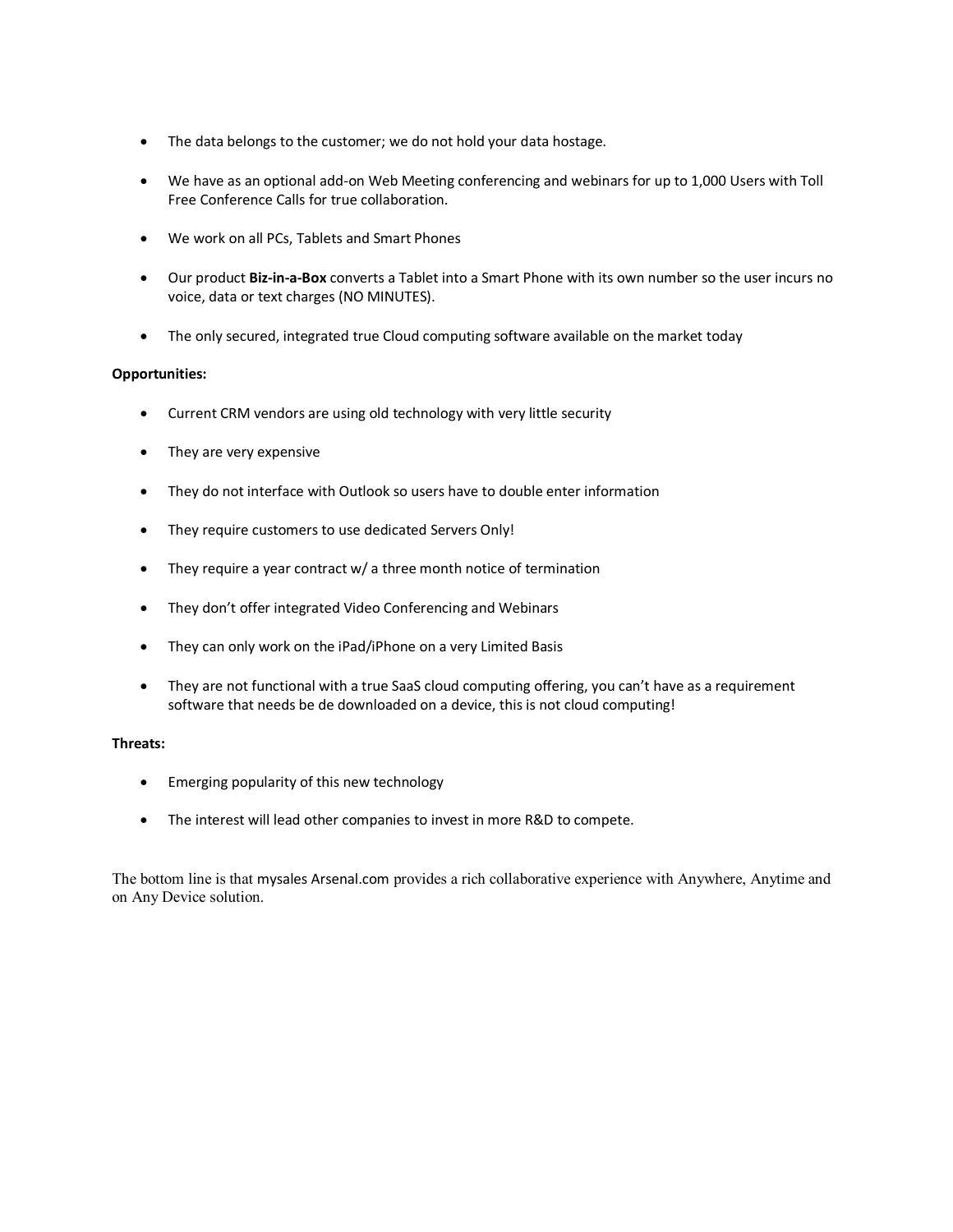- The data belongs to the customer; we do not hold your data hostage.

- We have as an optional add-on Web Meeting conferencing and webinars for up to 1,000 Users with Toll Free Conference Calls for true collaboration.

- We work on all PCs, Tablets and Smart Phones

- Our product **Biz-in-a-Box** converts a Tablet into a Smart Phone with its own number so the user incurs no voice, data or text charges (NO MINUTES).

- The only secured, integrated true Cloud computing software available on the market today

**Opportunities:**

- Current CRM vendors are using old technology with very little security

- They are very expensive

- They do not interface with Outlook so users have to double enter information

- They require customers to use dedicated Servers Only!

- They require a year contract w/ a three month notice of termination

- They don't offer integrated Video Conferencing and Webinars

- They can only work on the iPad/iPhone on a very Limited Basis

- They are not functional with a true SaaS cloud computing offering, you can't have as a requirement software that needs be de downloaded on a device, this is not cloud computing!

**Threats:**

- Emerging popularity of this new technology

- The interest will lead other companies to invest in more R&D to compete.

The bottom line is that mysales Arsenal.com provides a rich collaborative experience with Anywhere, Anytime and on Any Device solution.